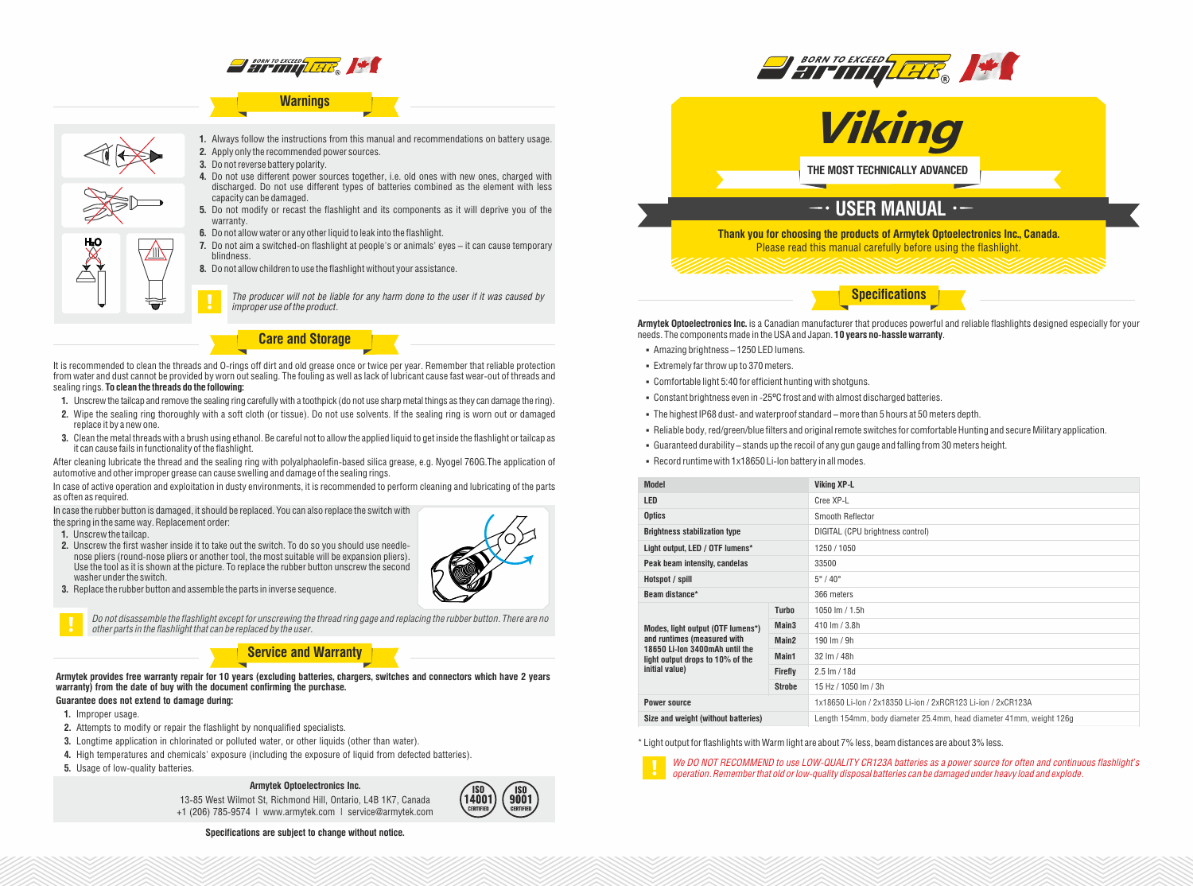## Warnings

1. Always follow the instructions from this manual and recommendations on battery usage.
2. Apply only the recommended power sources.
3. Do not reverse battery polarity.
4. Do not use different power sources together, i.e. old ones with new ones, charged with discharged. Do not use different types of batteries combined as the element with less capacity can be damaged.
5. Do not modify or recast the flashlight and its components as it will deprive you of the warranty.
6. Do not allow water or any other liquid to leak into the flashlight.
7. Do not aim a switched-on flashlight at people's or animals' eyes – it can cause temporary blindness.
8. Do not allow children to use the flashlight without your assistance.

*The producer will not be liable for any harm done to the user if it was caused by improper use of the product.*

## Care and Storage

It is recommended to clean the threads and O-rings off dirt and old grease once or twice per year. Remember that reliable protection from water and dust cannot be provided by worn out sealing. The fouling as well as lack of lubricant cause fast wear-out of threads and sealing rings. **To clean the threads do the following:**

1. Unscrew the tailcap and remove the sealing ring carefully with a toothpick (do not use sharp metal things as they can damage the ring).
2. Wipe the sealing ring thoroughly with a soft cloth (or tissue). Do not use solvents. If the sealing ring is worn out or damaged replace it by a new one.
3. Clean the metal threads with a brush using ethanol. Be careful not to allow the applied liquid to get inside the flashlight or tailcap as it can cause fails in functionality of the flashlight.

After cleaning lubricate the thread and the sealing ring with polyalphaolefin-based silica grease, e.g. Nyogel 760G.The application of automotive and other improper grease can cause swelling and damage of the sealing rings.

In case of active operation and exploitation in dusty environments, it is recommended to perform cleaning and lubricating of the parts as often as required.

In case the rubber button is damaged, it should be replaced. You can also replace the switch with the spring in the same way. Replacement order:

1. Unscrew the tailcap.
2. Unscrew the first washer inside it to take out the switch. To do so you should use needle-nose pliers (round-nose pliers or another tool, the most suitable will be expansion pliers). Use the tool as it is shown at the picture. To replace the rubber button unscrew the second washer under the switch.
3. Replace the rubber button and assemble the parts in inverse sequence.

*Do not disassemble the flashlight except for unscrewing the thread ring gage and replacing the rubber button. There are no other parts in the flashlight that can be replaced by the user.*

## Service and Warranty

**Armytek provides free warranty repair for 10 years (excluding batteries, chargers, switches and connectors which have 2 years warranty) from the date of buy with the document confirming the purchase.**

**Guarantee does not extend to damage during:**

1. Improper usage.
2. Attempts to modify or repair the flashlight by nonqualified specialists.
3. Longtime application in chlorinated or polluted water, or other liquids (other than water).
4. High temperatures and chemicals' exposure (including the exposure of liquid from defected batteries).
5. Usage of low-quality batteries.

**Armytek Optoelectronics Inc.**
13-85 West Wilmot St, Richmond Hill, Ontario, L4B 1K7, Canada
+1 (206) 785-9574 | www.armytek.com | service@armytek.com

ISO 14001 CERTIFIED | ISO 9001 CERTIFIED

**Specifications are subject to change without notice.**

# Viking

THE MOST TECHNICALLY ADVANCED

## USER MANUAL

**Thank you for choosing the products of Armytek Optoelectronics Inc., Canada.**
Please read this manual carefully before using the flashlight.

## Specifications

**Armytek Optoelectronics Inc.** is a Canadian manufacturer that produces powerful and reliable flashlights designed especially for your needs. The components made in the USA and Japan. **10 years no-hassle warranty**.

- Amazing brightness – 1250 LED lumens.
- Extremely far throw up to 370 meters.
- Comfortable light 5:40 for efficient hunting with shotguns.
- Constant brightness even in -25°C frost and with almost discharged batteries.
- The highest IP68 dust- and waterproof standard – more than 5 hours at 50 meters depth.
- Reliable body, red/green/blue filters and original remote switches for comfortable Hunting and secure Military application.
- Guaranteed durability – stands up the recoil of any gun gauge and falling from 30 meters height.
- Record runtime with 1x18650 Li-Ion battery in all modes.

| Model | | Viking XP-L |
|---|---|---|
| LED | | Cree XP-L |
| Optics | | Smooth Reflector |
| Brightness stabilization type | | DIGITAL (CPU brightness control) |
| Light output, LED / OTF lumens* | | 1250 / 1050 |
| Peak beam intensity, candelas | | 33500 |
| Hotspot / spill | | 5° / 40° |
| Beam distance* | | 366 meters |
| Modes, light output (OTF lumens*) and runtimes (measured with 18650 Li-Ion 3400mAh until the light output drops to 10% of the initial value) | Turbo | 1050 lm / 1.5h |
| | Main3 | 410 lm / 3.8h |
| | Main2 | 190 lm / 9h |
| | Main1 | 32 lm / 48h |
| | Firefly | 2.5 lm / 18d |
| | Strobe | 15 Hz / 1050 lm / 3h |
| Power source | | 1x18650 Li-Ion / 2x18350 Li-ion / 2xRCR123 Li-ion / 2xCR123A |
| Size and weight (without batteries) | | Length 154mm, body diameter 25.4mm, head diameter 41mm, weight 126g |

\* Light output for flashlights with Warm light are about 7% less, beam distances are about 3% less.

*We DO NOT RECOMMEND to use LOW-QUALITY CR123A batteries as a power source for often and continuous flashlight's operation. Remember that old or low-quality disposal batteries can be damaged under heavy load and explode.*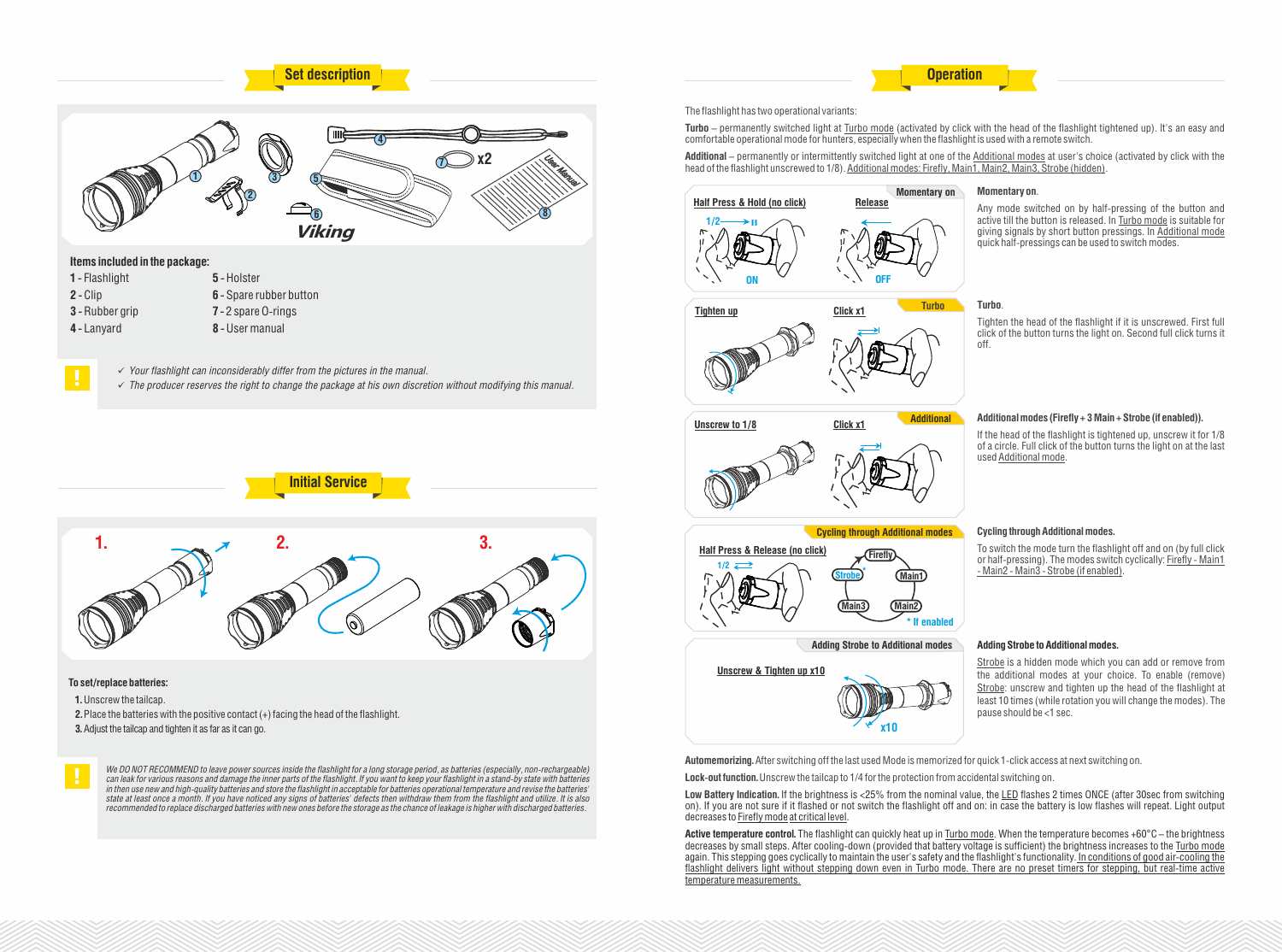## Set description

Viking

**Items included in the package:**

- **1** - Flashlight
- **2** - Clip
- **3** - Rubber grip
- **4** - Lanyard
- **5** - Holster
- **6** - Spare rubber button
- **7** - 2 spare O-rings
- **8** - User manual

!

- ✓ *Your flashlight can inconsiderably differ from the pictures in the manual.*
- ✓ *The producer reserves the right to change the package at his own discretion without modifying this manual.*

## Initial Service

**To set/replace batteries:**

1. Unscrew the tailcap.
2. Place the batteries with the positive contact (+) facing the head of the flashlight.
3. Adjust the tailcap and tighten it as far as it can go.

!

*We DO NOT RECOMMEND to leave power sources inside the flashlight for a long storage period, as batteries (especially, non-rechargeable) can leak for various reasons and damage the inner parts of the flashlight. If you want to keep your flashlight in a stand-by state with batteries in then use new and high-quality batteries and store the flashlight in acceptable for batteries operational temperature and revise the batteries' state at least once a month. If you have noticed any signs of batteries' defects then withdraw them from the flashlight and utilize. It is also recommended to replace discharged batteries with new ones before the storage as the chance of leakage is higher with discharged batteries.*

## Operation

The flashlight has two operational variants:

**Turbo** – permanently switched light at Turbo mode (activated by click with the head of the flashlight tightened up). It's an easy and comfortable operational mode for hunters, especially when the flashlight is used with a remote switch.

**Additional** – permanently or intermittently switched light at one of the Additional modes at user's choice (activated by click with the head of the flashlight unscrewed to 1/8). Additional modes: Firefly, Main1, Main2, Main3, Strobe (hidden).

Momentary on
Half Press & Hold (no click)
Release
1/2
ON
OFF

**Momentary on.**

Any mode switched on by half-pressing of the button and active till the button is released. In Turbo mode is suitable for giving signals by short button pressings. In Additional mode quick half-pressings can be used to switch modes.

Turbo
Tighten up
Click x1

**Turbo.**

Tighten the head of the flashlight if it is unscrewed. First full click of the button turns the light on. Second full click turns it off.

Additional
Unscrew to 1/8
Click x1

**Additional modes (Firefly + 3 Main + Strobe (if enabled)).**

If the head of the flashlight is tightened up, unscrew it for 1/8 of a circle. Full click of the button turns the light on at the last used Additional mode.

Cycling through Additional modes
Half Press & Release (no click)
1/2
Firefly
Main1
Main2
Main3
Strobe*
* If enabled

**Cycling through Additional modes.**

To switch the mode turn the flashlight off and on (by full click or half-pressing). The modes switch cyclically: Firefly - Main1 - Main2 - Main3 - Strobe (if enabled).

Adding Strobe to Additional modes
Unscrew & Tighten up x10
x10

**Adding Strobe to Additional modes.**

Strobe is a hidden mode which you can add or remove from the additional modes at your choice. To enable (remove) Strobe: unscrew and tighten up the head of the flashlight at least 10 times (while rotation you will change the modes). The pause should be <1 sec.

**Automemorizing.** After switching off the last used Mode is memorized for quick 1-click access at next switching on.

**Lock-out function.** Unscrew the tailcap to 1/4 for the protection from accidental switching on.

**Low Battery Indication.** If the brightness is <25% from the nominal value, the LED flashes 2 times ONCE (after 30sec from switching on). If you are not sure if it flashed or not switch the flashlight off and on: in case the battery is low flashes will repeat. Light output decreases to Firefly mode at critical level.

**Active temperature control.** The flashlight can quickly heat up in Turbo mode. When the temperature becomes +60°C – the brightness decreases by small steps. After cooling-down (provided that battery voltage is sufficient) the brightness increases to the Turbo mode again. This stepping goes cyclically to maintain the user's safety and the flashlight's functionality. In conditions of good air-cooling the flashlight delivers light without stepping down even in Turbo mode. There are no preset timers for stepping, but real-time active temperature measurements.